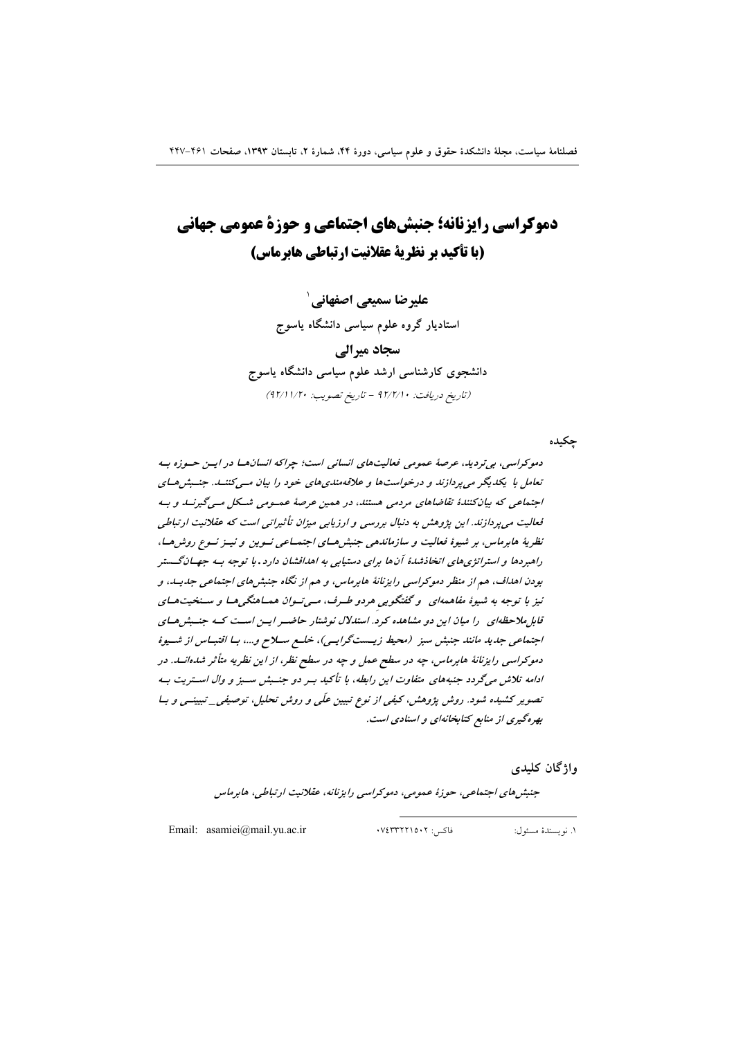# دموکراسی رایزنانه؛ جنبش‌های اجتماعی و حوزهٔ عمومی جهانی
## (با تأکید بر نظریهٔ عقلانیت ارتباطی هابرماس)

**علیرضا سمیعی اصفهانی**[1]

**استادیار گروه علوم سیاسی دانشگاه یاسوج**

**سجاد میرالی**

**دانشجوی کارشناسی ارشد علوم سیاسی دانشگاه یاسوج**

(تاریخ دریافت: ۹۲/۲/۱۰ - تاریخ تصویب: ۹۲/۱۱/۲۰)

### چکیده

*دموکراسی، بی‌تردید، عرصهٔ عمومی فعالیت‌های انسانی است؛ چراکه انسان‌ها در این حوزه به تعامل با یکدیگر می‌پردازند و درخواست‌ها و علاقه‌مندی‌های خود را بیان می‌کنند. جنبش‌های اجتماعی که بیان‌کنندهٔ تقاضاهای مردمی هستند، در همین عرصهٔ عمومی شکل می‌گیرند و به فعالیت می‌پردازند. این پژوهش به دنبال بررسی و ارزیابی میزان تأثیراتی است که عقلانیت ارتباطی نظریهٔ هابرماس، بر شیوهٔ فعالیت و سازماندهی جنبش‌های اجتماعی نوین و نیز نوع روش‌ها، راهبردها و استراتژی‌های اتخاذشدهٔ آن‌ها برای دستیابی به اهدافشان دارد. با توجه به جهان‌گستر بودن اهداف، هم از منظر دموکراسی رایزنانهٔ هابرماس، و هم از نگاه جنبش‌های اجتماعی جدید، و نیز با توجه به شیوهٔ مفاهمه‌ای و گفتگویی هردو طرف، می‌توان هماهنگی‌ها و سنخیت‌های قابل‌ملاحظه‌ای را میان این دو مشاهده کرد. استدلال نوشتار حاضر این است که جنبش‌های اجتماعی جدید مانند جنبش سبز (محیط زیست‌گرایی)، خلع سلاح و...، با اقتباس از شیوهٔ دموکراسی رایزنانهٔ هابرماس، چه در سطح عمل و چه در سطح نظر، از این نظریه متأثر شده‌اند. در ادامه تلاش می‌گردد جنبه‌های متفاوت این رابطه، با تأکید بر دو جنبش سبز و وال استریت به تصویر کشیده شود. روش پژوهش، کیفی از نوع تبیین علّی و روش تحلیل، توصیفی_تبیینی و با بهره‌گیری از منابع کتابخانه‌ای و اسنادی است.*

### واژگان کلیدی

*جنبش‌های اجتماعی، حوزهٔ عمومی، دموکراسی رایزنانه، عقلانیت ارتباطی، هابرماس*

---

[1] نویسندهٔ مسئول: فاکس: ۰۷۴۳۳۲۲۱۵۰۲ Email: asamiei@mail.yu.ac.ir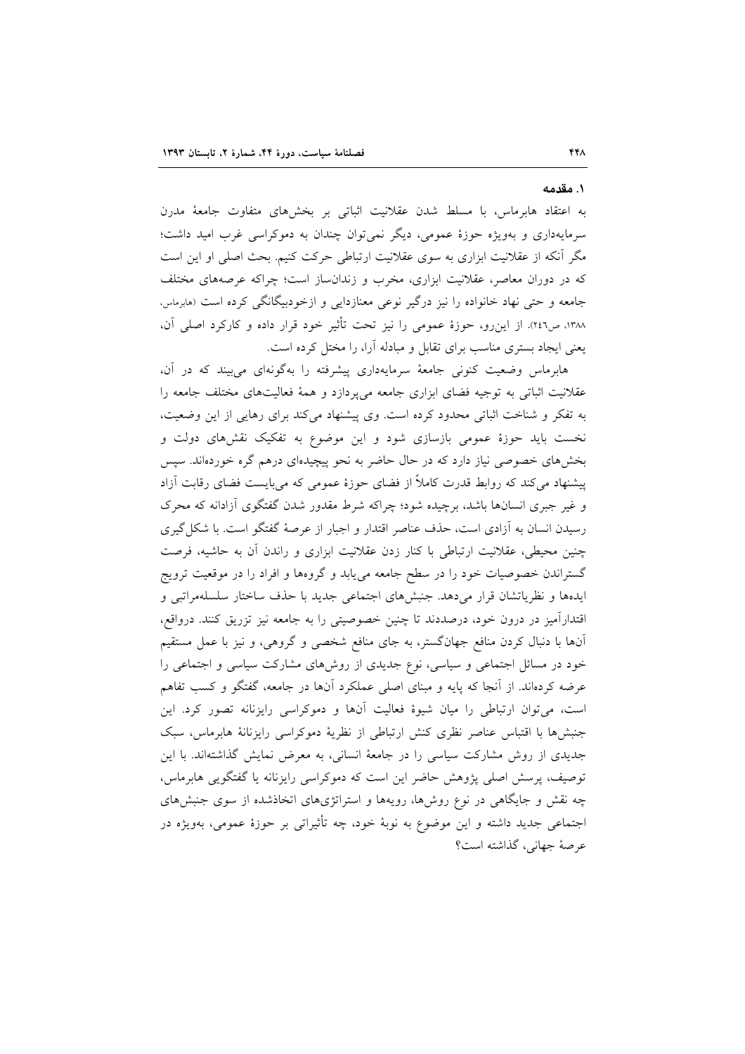## ۱. مقدمه

به اعتقاد هابرماس، با مسلط شدن عقلانیت اثباتی بر بخش‌های متفاوت جامعهٔ مدرن سرمایه‌داری و به‌ویژه حوزهٔ عمومی، دیگر نمی‌توان چندان به دموکراسی غرب امید داشت؛ مگر آنکه از عقلانیت ابزاری به سوی عقلانیت ارتباطی حرکت کنیم. بحث اصلی او این است که در دوران معاصر، عقلانیت ابزاری، مخرب و زندان‌ساز است؛ چراکه عرصه‌های مختلف جامعه و حتی نهاد خانواده را نیز درگیر نوعی معنازدایی و ازخودبیگانگی کرده است (هابرماس، ۱۳۸۸، ص۲٤٦). از این‌رو، حوزهٔ عمومی را نیز تحت تأثیر خود قرار داده و کارکرد اصلی آن، یعنی ایجاد بستری مناسب برای تقابل و مبادله آرا، را مختل کرده است.

هابرماس وضعیت کنونی جامعهٔ سرمایه‌داری پیشرفته را به‌گونه‌ای می‌بیند که در آن، عقلانیت اثباتی به توجیه فضای ابزاری جامعه می‌پردازد و همهٔ فعالیت‌های مختلف جامعه را به تفکر و شناخت اثباتی محدود کرده است. وی پیشنهاد می‌کند برای رهایی از این وضعیت، نخست باید حوزهٔ عمومی بازسازی شود و این موضوع به تفکیک نقش‌های دولت و بخش‌های خصوصی نیاز دارد که در حال حاضر به نحو پیچیده‌ای درهم گره خورده‌اند. سپس پیشنهاد می‌کند که روابط قدرت کاملاً از فضای حوزهٔ عمومی که می‌بایست فضای رقابت آزاد و غیر جبری انسان‌ها باشد، برچیده شود؛ چراکه شرط مقدور شدن گفتگوی آزادانه که محرک رسیدن انسان به آزادی است، حذف عناصر اقتدار و اجبار از عرصهٔ گفتگو است. با شکل‌گیری چنین محیطی، عقلانیت ارتباطی با کنار زدن عقلانیت ابزاری و راندن آن به حاشیه، فرصت گستراندن خصوصیات خود را در سطح جامعه می‌یابد و گروه‌ها و افراد را در موقعیت ترویج ایده‌ها و نظریاتشان قرار می‌دهد. جنبش‌های اجتماعی جدید با حذف ساختار سلسله‌مراتبی و اقتدارآمیز در درون خود، درصددند تا چنین خصوصیتی را به جامعه نیز تزریق کنند. درواقع، آن‌ها با دنبال کردن منافع جهان‌گستر، به جای منافع شخصی و گروهی، و نیز با عمل مستقیم خود در مسائل اجتماعی و سیاسی، نوع جدیدی از روش‌های مشارکت سیاسی و اجتماعی را عرضه کرده‌اند. از آنجا که پایه و مبنای اصلی عملکرد آن‌ها در جامعه، گفتگو و کسب تفاهم است، می‌توان ارتباطی را میان شیوهٔ فعالیت آن‌ها و دموکراسی رایزنانه تصور کرد. این جنبش‌ها با اقتباس عناصر نظری کنش ارتباطی از نظریهٔ دموکراسی رایزنانهٔ هابرماس، سبک جدیدی از روش مشارکت سیاسی را در جامعهٔ انسانی، به معرض نمایش گذاشته‌اند. با این توصیف، پرسش اصلی پژوهش حاضر این است که دموکراسی رایزنانه یا گفتگویی هابرماس، چه نقش و جایگاهی در نوع روش‌ها، رویه‌ها و استراتژی‌های اتخاذشده از سوی جنبش‌های اجتماعی جدید داشته و این موضوع به نوبهٔ خود، چه تأثیراتی بر حوزهٔ عمومی، به‌ویژه در عرصهٔ جهانی، گذاشته است؟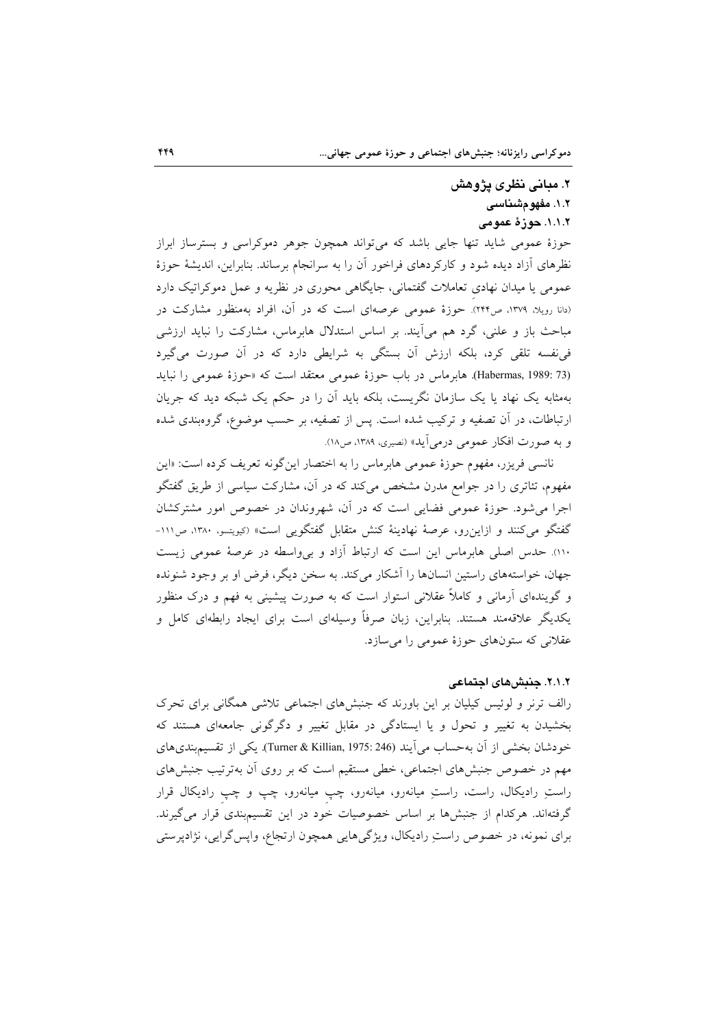## ۲. مبانی نظری پژوهش

### ۱.۲. مفهوم‌شناسی

#### ۱.۱.۲. حوزهٔ عمومی

حوزهٔ عمومی شاید تنها جایی باشد که می‌تواند همچون جوهر دموکراسی و بسترساز ابراز نظرهای آزاد دیده شود و کارکردهای فراخور آن را به سرانجام برساند. بنابراین، اندیشهٔ حوزهٔ عمومی یا میدان نهادیِ تعاملات گفتمانی، جایگاهی محوری در نظریه و عمل دموکراتیک دارد (دانا رویلا، ۱۳۷۹، ص۲۴۴). حوزهٔ عمومی عرصه‌ای است که در آن، افراد به‌منظور مشارکت در مباحث باز و علنی، گرد هم می‌آیند. بر اساس استدلال هابرماس، مشارکت را نباید ارزشی فی‌نفسه تلقی کرد، بلکه ارزش آن بستگی به شرایطی دارد که در آن صورت می‌گیرد (Habermas, 1989: 73). هابرماس در باب حوزهٔ عمومی معتقد است که «حوزهٔ عمومی را نباید به‌مثابه یک نهاد یا یک سازمان نگریست، بلکه باید آن را در حکم یک شبکه دید که جریان ارتباطات، در آن تصفیه و ترکیب شده است. پس از تصفیه، بر حسب موضوع، گروه‌بندی شده و به صورت افکار عمومی درمی‌آید» (نصیری، ۱۳۸۹، ص۱۸).

نانسی فریزر، مفهوم حوزهٔ عمومی هابرماس را به اختصار این‌گونه تعریف کرده است: «این مفهوم، تئاتری را در جوامع مدرن مشخص می‌کند که در آن، مشارکت سیاسی از طریق گفتگو اجرا می‌شود. حوزهٔ عمومی فضایی است که در آن، شهروندان در خصوص امور مشترکشان گفتگو می‌کنند و ازاین‌رو، عرصهٔ نهادینهٔ کنش متقابل گفتگویی است» (کیویتسو، ۱۳۸۰، ص۱۱۱-۱۱۰). حدس اصلی هابرماس این است که ارتباط آزاد و بی‌واسطه در عرصهٔ عمومی زیست جهان، خواسته‌های راستین انسان‌ها را آشکار می‌کند. به سخن دیگر، فرض او بر وجود شنونده و گوینده‌ای آرمانی و کاملاً عقلانی استوار است که به صورت پیشینی به فهم و درک منظور یکدیگر علاقه‌مند هستند. بنابراین، زبان صرفاً وسیله‌ای است برای ایجاد رابطه‌ای کامل و عقلانی که ستون‌های حوزهٔ عمومی را می‌سازد.

#### ۲.۱.۲. جنبش‌های اجتماعی

رالف ترنر و لوئیس کیلیان بر این باورند که جنبش‌های اجتماعی تلاشی همگانی برای تحرک بخشیدن به تغییر و تحول و یا ایستادگی در مقابل تغییر و دگرگونی جامعه‌ای هستند که خودشان بخشی از آن به‌حساب می‌آیند (Turner & Killian, 1975: 246). یکی از تقسیم‌بندی‌های مهم در خصوص جنبش‌های اجتماعی، خطی مستقیم است که بر روی آن به‌ترتیب جنبش‌های راستِ رادیکال، راست، راستِ میانه‌رو، میانه‌رو، چپِ میانه‌رو، چپ و چپِ رادیکال قرار گرفته‌اند. هرکدام از جنبش‌ها بر اساس خصوصیات خود در این تقسیم‌بندی قرار می‌گیرند. برای نمونه، در خصوص راستِ رادیکال، ویژگی‌هایی همچون ارتجاع، واپس‌گرایی، نژادپرستی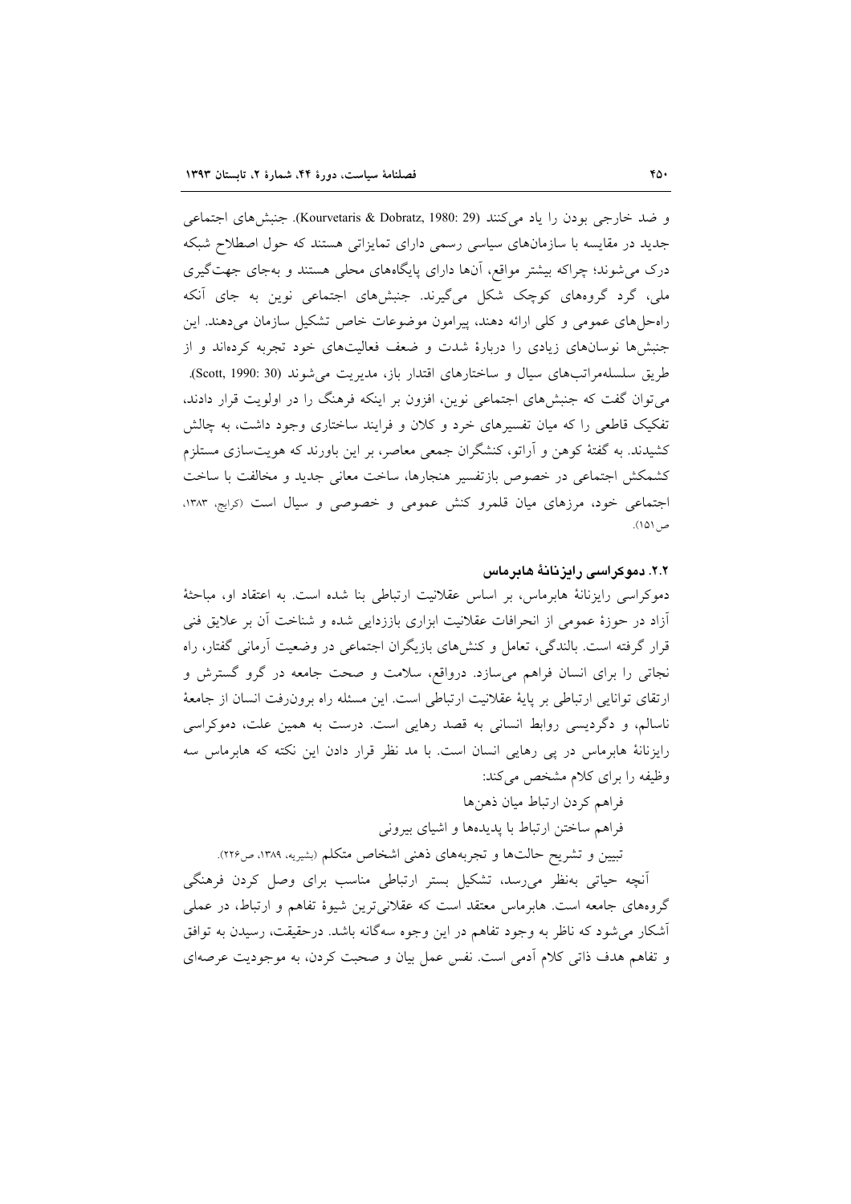و ضد خارجی بودن را یاد می‌کنند (Kourvetaris & Dobratz, 1980: 29). جنبش‌های اجتماعی جدید در مقایسه با سازمان‌های سیاسی رسمی دارای تمایزاتی هستند که حول اصطلاح شبکه درک می‌شوند؛ چراکه بیشتر مواقع، آن‌ها دارای پایگاه‌های محلی هستند و به‌جای جهت‌گیری ملی، گرد گروه‌های کوچک شکل می‌گیرند. جنبش‌های اجتماعی نوین به جای آنکه راه‌حل‌های عمومی و کلی ارائه دهند، پیرامون موضوعات خاص تشکیل سازمان می‌دهند. این جنبش‌ها نوسان‌های زیادی را دربارهٔ شدت و ضعف فعالیت‌های خود تجربه کرده‌اند و از طریق سلسله‌مراتب‌های سیال و ساختارهای اقتدار باز، مدیریت می‌شوند (Scott, 1990: 30). می‌توان گفت که جنبش‌های اجتماعی نوین، افزون بر اینکه فرهنگ را در اولویت قرار دادند، تفکیک قاطعی را که میان تفسیرهای خرد و کلان و فرایند ساختاری وجود داشت، به چالش کشیدند. به گفتهٔ کوهن و آراتو، کنشگران جمعی معاصر، بر این باورند که هویت‌سازی مستلزم کشمکش اجتماعی در خصوص بازتفسیر هنجارها، ساخت معانی جدید و مخالفت با ساخت اجتماعی خود، مرزهای میان قلمرو کنش عمومی و خصوصی و سیال است (کرایج، ۱۳۸۳، ص۱۵۱).

### ۲.۲. دموکراسی رایزنانهٔ هابرماس

دموکراسی رایزنانهٔ هابرماس، بر اساس عقلانیت ارتباطی بنا شده است. به اعتقاد او، مباحثهٔ آزاد در حوزهٔ عمومی از انحرافات عقلانیت ابزاری بازززدایی شده و شناخت آن بر علایق فنی قرار گرفته است. بالندگی، تعامل و کنش‌های بازیگران اجتماعی در وضعیت آرمانی گفتار، راه نجاتی را برای انسان فراهم می‌سازد. درواقع، سلامت و صحت جامعه در گرو گسترش و ارتقای توانایی ارتباطی بر پایهٔ عقلانیت ارتباطی است. این مسئله راه برون‌رفت انسان از جامعهٔ ناسالم، و دگردیسی روابط انسانی به قصد رهایی است. درست به همین علت، دموکراسی رایزنانهٔ هابرماس در پی رهایی انسان است. با مد نظر قرار دادن این نکته که هابرماس سه وظیفه را برای کلام مشخص می‌کند:

فراهم کردن ارتباط میان ذهن‌ها

فراهم ساختن ارتباط با پدیده‌ها و اشیای بیرونی

تبیین و تشریح حالت‌ها و تجربه‌های ذهنی اشخاص متکلم (بشیریه، ۱۳۸۹، ص۲۲۶).

آنچه حیاتی به‌نظر می‌رسد، تشکیل بستر ارتباطی مناسب برای وصل کردن فرهنگی گروه‌های جامعه است. هابرماس معتقد است که عقلانی‌ترین شیوهٔ تفاهم و ارتباط، در عملی آشکار می‌شود که ناظر به وجود تفاهم در این وجوه سه‌گانه باشد. درحقیقت، رسیدن به توافق و تفاهم هدف ذاتی کلام آدمی است. نفس عمل بیان و صحبت کردن، به موجودیت عرصه‌ای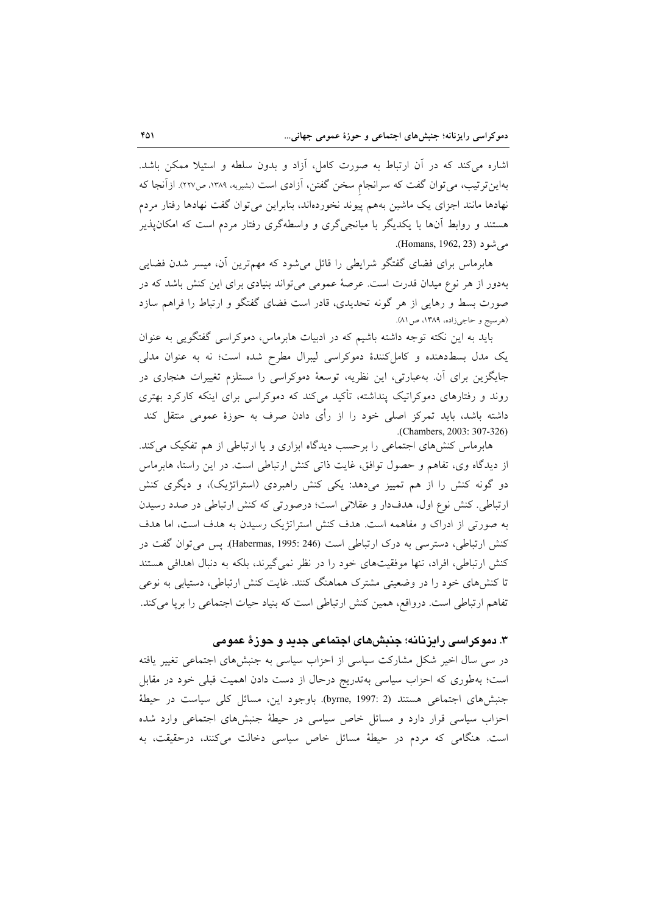اشاره می‌کند که در آن ارتباط به صورت کامل، آزاد و بدون سلطه و استیلا ممکن باشد. به‌این‌ترتیب، می‌توان گفت که سرانجامِ سخن گفتن، آزادی است (بشیریه، ۱۳۸۹، ص۲۲۷). ازآنجا که نهادها مانند اجزای یک ماشین به‌هم پیوند نخورده‌اند، بنابراین می‌توان گفت نهادها رفتار مردم هستند و روابط آن‌ها با یکدیگر با میانجی‌گری و واسطه‌گری رفتار مردم است که امکان‌پذیر می‌شود (Homans, 1962, 23).

هابرماس برای فضای گفتگو شرایطی را قائل می‌شود که مهم‌ترین آن، میسر شدن فضایی به‌دور از هر نوع میدان قدرت است. عرصهٔ عمومی می‌تواند بنیادی برای این کنش باشد که در صورت بسط و رهایی از هر گونه تحدیدی، قادر است فضای گفتگو و ارتباط را فراهم سازد (هرسیج و حاجی‌زاده، ۱۳۸۹، ص۸۱).

باید به این نکته توجه داشته باشیم که در ادبیات هابرماس، دموکراسی گفتگویی به عنوان یک مدل بسط‌دهنده و کامل‌کنندهٔ دموکراسی لیبرال مطرح شده است؛ نه به عنوان مدلی جایگزین برای آن. به‌عبارتی، این نظریه، توسعهٔ دموکراسی را مستلزم تغییرات هنجاری در روند و رفتارهای دموکراتیک پنداشته، تأکید می‌کند که دموکراسی برای اینکه کارکرد بهتری داشته باشد، باید تمرکز اصلی خود را از رأی دادن صرف به حوزهٔ عمومی منتقل کند (Chambers, 2003: 307-326).

هابرماس کنش‌های اجتماعی را برحسب دیدگاه ابزاری و یا ارتباطی از هم تفکیک می‌کند. از دیدگاه وی، تفاهم و حصول توافق، غایت ذاتی کنش ارتباطی است. در این راستا، هابرماس دو گونه کنش را از هم تمییز می‌دهد: یکی کنش راهبردی (استراتژیک)، و دیگری کنش ارتباطی. کنش نوع اول، هدف‌دار و عقلانی است؛ درصورتی که کنش ارتباطی در صدد رسیدن به صورتی از ادراک و مفاهمه است. هدف کنش استراتژیک رسیدن به هدف است، اما هدف کنش ارتباطی، دسترسی به درک ارتباطی است (Habermas, 1995: 246). پس می‌توان گفت در کنش ارتباطی، افراد، تنها موفقیت‌های خود را در نظر نمی‌گیرند، بلکه به دنبال اهدافی هستند تا کنش‌های خود را در وضعیتی مشترک هماهنگ کنند. غایت کنش ارتباطی، دستیابی به نوعی تفاهم ارتباطی است. درواقع، همین کنش ارتباطی است که بنیاد حیات اجتماعی را برپا می‌کند.

### ۳. دموکراسی رایزنانه؛ جنبش‌های اجتماعی جدید و حوزهٔ عمومی

در سی سال اخیر شکل مشارکت سیاسی از احزاب سیاسی به جنبش‌های اجتماعی تغییر یافته است؛ به‌طوری که احزاب سیاسی به‌تدریج درحال از دست دادن اهمیت قبلی خود در مقابل جنبش‌های اجتماعی هستند (byrne, 1997: 2). باوجود این، مسائل کلی سیاست در حیطهٔ احزاب سیاسی قرار دارد و مسائل خاص سیاسی در حیطهٔ جنبش‌های اجتماعی وارد شده است. هنگامی که مردم در حیطهٔ مسائل خاص سیاسی دخالت می‌کنند، درحقیقت، به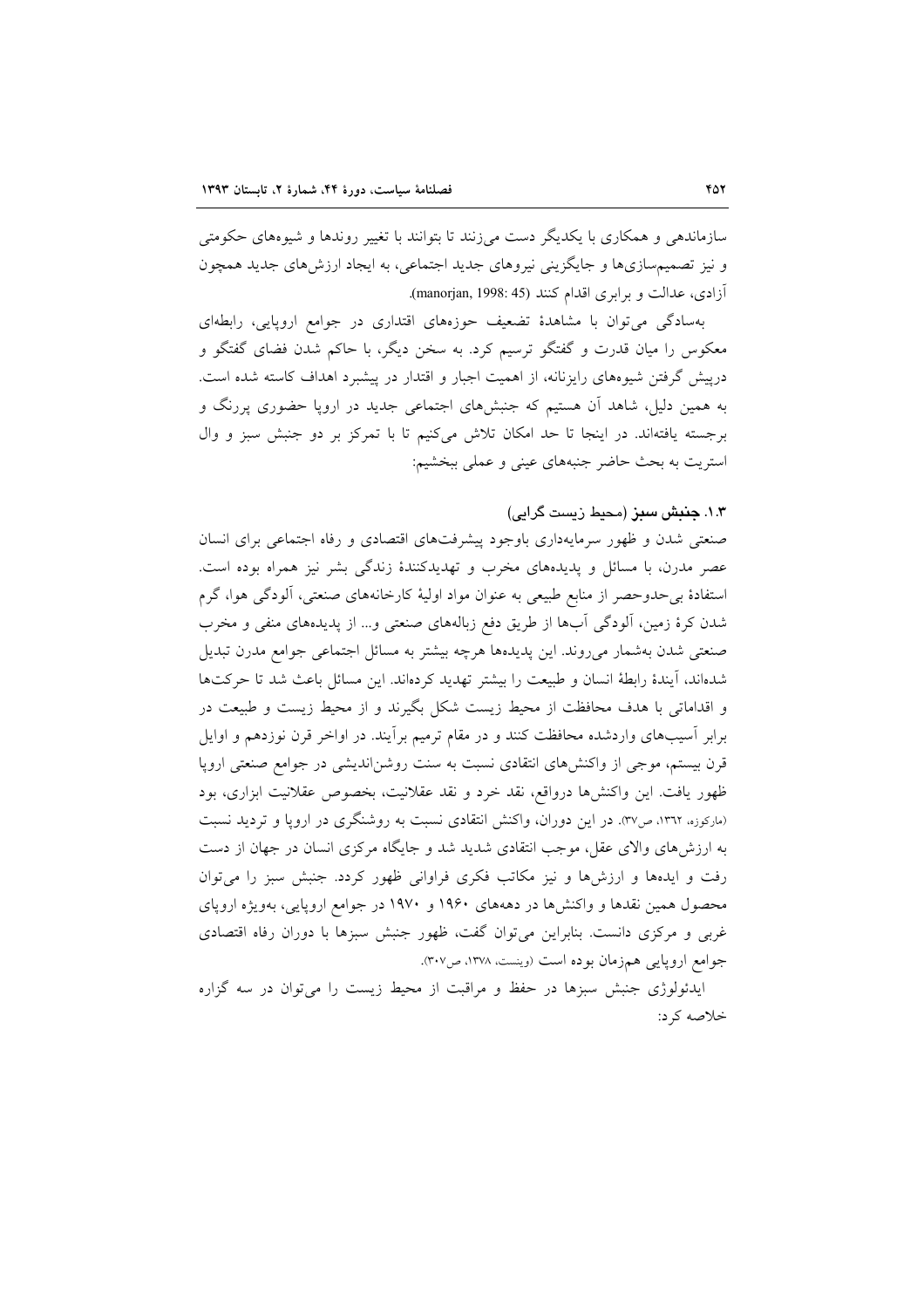سازماندهی و همکاری با یکدیگر دست می‌زنند تا بتوانند با تغییر روندها و شیوه‌های حکومتی و نیز تصمیم‌سازی‌ها و جایگزینی نیروهای جدید اجتماعی، به ایجاد ارزش‌های جدید همچون آزادی، عدالت و برابری اقدام کنند (manorjan, 1998: 45).

به‌سادگی می‌توان با مشاهدهٔ تضعیف حوزه‌های اقتداری در جوامع اروپایی، رابطه‌ای معکوس را میان قدرت و گفتگو ترسیم کرد. به سخن دیگر، با حاکم شدن فضای گفتگو و درپیش گرفتن شیوه‌های رایزنانه، از اهمیت اجبار و اقتدار در پیشبرد اهداف کاسته شده است. به همین دلیل، شاهد آن هستیم که جنبش‌های اجتماعی جدید در اروپا حضوری پررنگ و برجسته یافته‌اند. در اینجا تا حد امکان تلاش می‌کنیم تا با تمرکز بر دو جنبش سبز و وال استریت به بحث حاضر جنبه‌های عینی و عملی ببخشیم:

### ۱.۳. **جنبش سبز** (محیط زیست گرایی)

صنعتی شدن و ظهور سرمایه‌داری باوجود پیشرفت‌های اقتصادی و رفاه اجتماعی برای انسان عصر مدرن، با مسائل و پدیده‌های مخرب و تهدیدکنندهٔ زندگی بشر نیز همراه بوده است. استفادهٔ بی‌حدوحصر از منابع طبیعی به عنوان مواد اولیهٔ کارخانه‌های صنعتی، آلودگی هوا، گرم شدن کرهٔ زمین، آلودگی آب‌ها از طریق دفع زباله‌های صنعتی و... از پدیده‌های منفی و مخرب صنعتی شدن به‌شمار می‌روند. این پدیده‌ها هرچه بیشتر به مسائل اجتماعی جوامع مدرن تبدیل شده‌اند، آیندهٔ رابطهٔ انسان و طبیعت را بیشتر تهدید کرده‌اند. این مسائل باعث شد تا حرکت‌ها و اقداماتی با هدف محافظت از محیط زیست شکل بگیرند و از محیط زیست و طبیعت در برابر آسیب‌های واردشده محافظت کنند و در مقام ترمیم برآیند. در اواخر قرن نوزدهم و اوایل قرن بیستم، موجی از واکنش‌های انتقادی نسبت به سنت روشن‌اندیشی در جوامع صنعتی اروپا ظهور یافت. این واکنش‌ها درواقع، نقد خرد و نقد عقلانیت، بخصوص عقلانیت ابزاری، بود (مارکوزه، ۱۳۶۲، ص۳۷). در این دوران، واکنش انتقادی نسبت به روشنگری در اروپا و تردید نسبت به ارزش‌های والای عقل، موجب انتقادی شدید شد و جایگاه مرکزی انسان در جهان از دست رفت و ایده‌ها و ارزش‌ها و نیز مکاتب فکری فراوانی ظهور کردد. جنبش سبز را می‌توان محصول همین نقدها و واکنش‌ها در دهه‌های ۱۹۶۰ و ۱۹۷۰ در جوامع اروپایی، به‌ویژه اروپای غربی و مرکزی دانست. بنابراین می‌توان گفت، ظهور جنبش سبزها با دوران رفاه اقتصادی جوامع اروپایی هم‌زمان بوده است (وینست، ۱۳۷۸، ص۳۰۷).

ایدئولوژی جنبش سبزها در حفظ و مراقبت از محیط زیست را می‌توان در سه گزاره خلاصه کرد: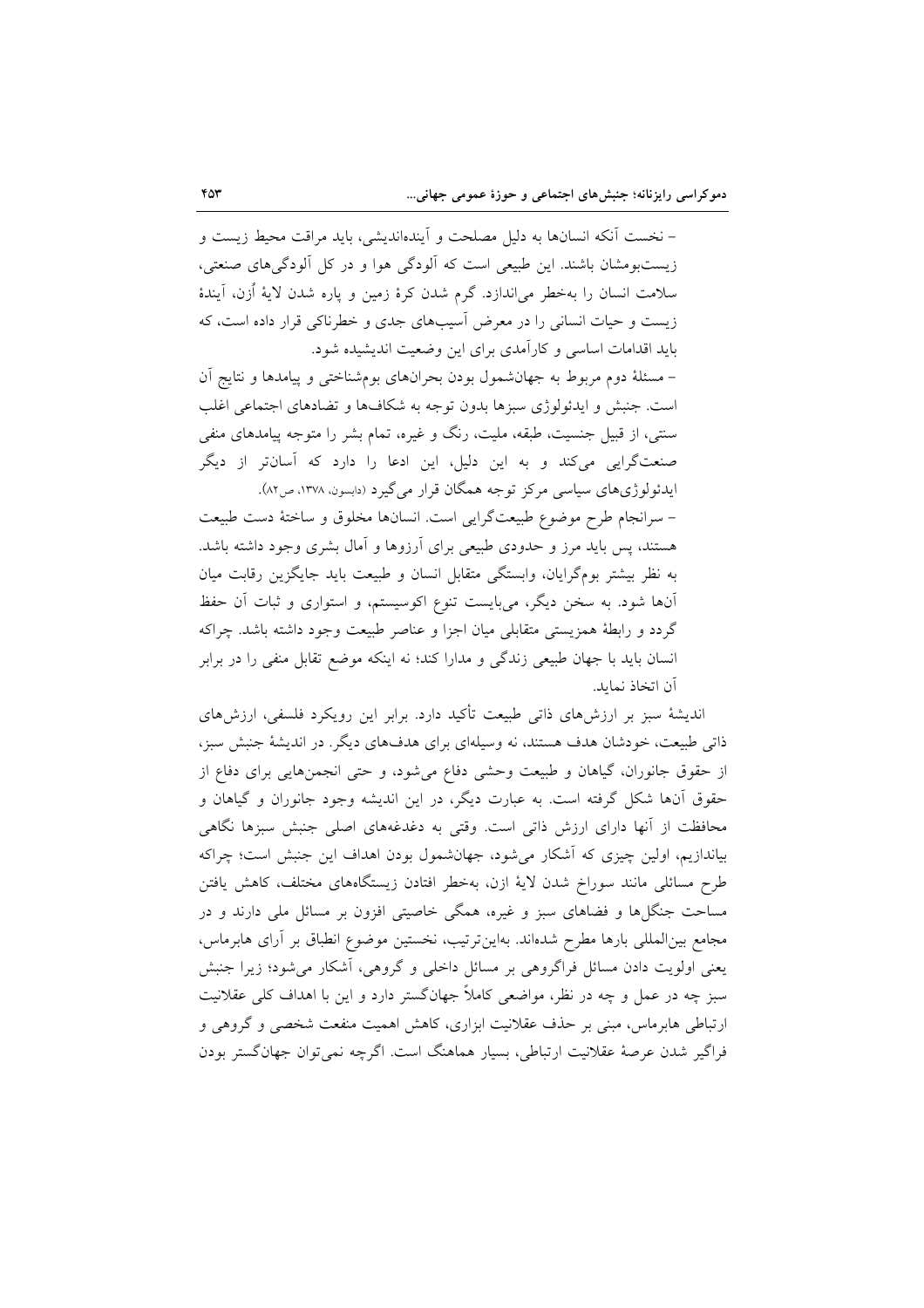– نخست آنکه انسان‌ها به دلیل مصلحت و آینده‌اندیشی، باید مراقت محیط زیست و زیست‌بومشان باشند. این طبیعی است که آلودگی هوا و در کل آلودگی‌های صنعتی، سلامت انسان را به‌خطر می‌اندازد. گرم شدن کرهٔ زمین و پاره شدن لایهٔ اُزن، آیندهٔ زیست و حیات انسانی را در معرض آسیب‌های جدی و خطرناکی قرار داده است، که باید اقدامات اساسی و کارآمدی برای این وضعیت اندیشیده شود.

– مسئلهٔ دوم مربوط به جهان‌شمول بودن بحران‌های بوم‌شناختی و پیامدها و نتایج آن است. جنبش و ایدئولوژی سبزها بدون توجه به شکاف‌ها و تضادهای اجتماعی اغلب سنتی، از قبیل جنسیت، طبقه، ملیت، رنگ و غیره، تمام بشر را متوجه پیامدهای منفی صنعت‌گرایی می‌کند و به این دلیل، این ادعا را دارد که آسان‌تر از دیگر ایدئولوژی‌های سیاسی مرکز توجه همگان قرار می‌گیرد (دابسون، ۱۳۷۸، ص۸۲).

– سرانجام طرح موضوع طبیعت‌گرایی است. انسان‌ها مخلوق و ساختهٔ دست طبیعت هستند، پس باید مرز و حدودی طبیعی برای آرزوها و آمال بشری وجود داشته باشد. به نظر بیشتر بوم‌گرایان، وابستگی متقابل انسان و طبیعت باید جایگزین رقابت میان آن‌ها شود. به سخن دیگر، می‌بایست تنوع اکوسیستم، و استواری و ثبات آن حفظ گردد و رابطهٔ همزیستی متقابلی میان اجزا و عناصر طبیعت وجود داشته باشد. چراکه انسان باید با جهان طبیعی زندگی و مدارا کند؛ نه اینکه موضع تقابل منفی را در برابر آن اتخاذ نماید.

اندیشهٔ سبز بر ارزش‌های ذاتی طبیعت تأکید دارد. برابر این رویکرد فلسفی، ارزش‌های ذاتی طبیعت، خودشان هدف هستند، نه وسیله‌ای برای هدف‌های دیگر. در اندیشهٔ جنبش سبز، از حقوق جانوران، گیاهان و طبیعت وحشی دفاع می‌شود، و حتی انجمن‌هایی برای دفاع از حقوق آن‌ها شکل گرفته است. به عبارت دیگر، در این اندیشه وجود جانوران و گیاهان و محافظت از آنها دارای ارزش ذاتی است. وقتی به دغدغه‌های اصلی جنبش سبزها نگاهی بیاندازیم، اولین چیزی که آشکار می‌شود، جهان‌شمول بودن اهداف این جنبش است؛ چراکه طرح مسائلی مانند سوراخ شدن لایهٔ ازن، به‌خطر افتادن زیستگاه‌های مختلف، کاهش یافتن مساحت جنگل‌ها و فضاهای سبز و غیره، همگی خاصیتی افزون بر مسائل ملی دارند و در مجامع بین‌المللی بارها مطرح شده‌اند. به‌این‌ترتیب، نخستین موضوع انطباق بر آرای هابرماس، یعنی اولویت دادن مسائل فراگروهی بر مسائل داخلی و گروهی، آشکار می‌شود؛ زیرا جنبش سبز چه در عمل و چه در نظر، مواضعی کاملاً جهان‌گستر دارد و این با اهداف کلی عقلانیت ارتباطی هابرماس، مبنی بر حذف عقلانیت ابزاری، کاهش اهمیت منفعت شخصی و گروهی و فراگیر شدن عرصهٔ عقلانیت ارتباطی، بسیار هماهنگ است. اگرچه نمی‌توان جهان‌گستر بودن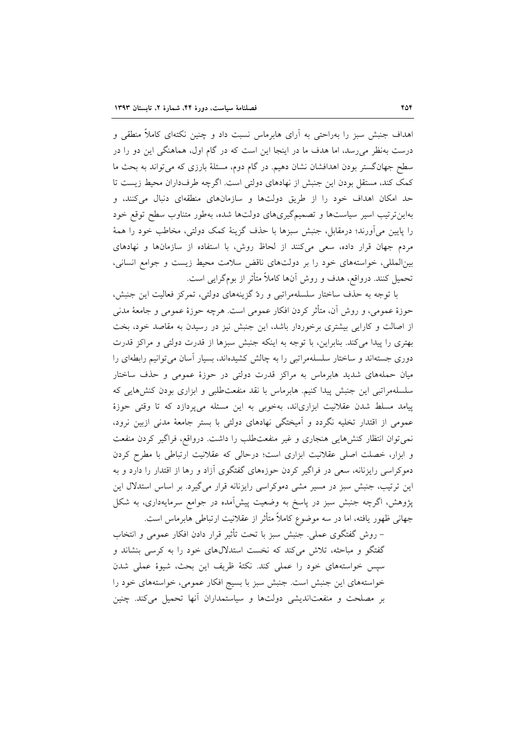اهداف جنبش سبز را به‌راحتی به آرای هابرماس نسبت داد و چنین نکته‌ای کاملاً منطقی و درست به‌نظر می‌رسد، اما هدف ما در اینجا این است که در گام اول، هماهنگی این دو را در سطح جهان‌گستر بودن اهدافشان نشان دهیم. در گام دوم، مسئلهٔ بارزی که می‌تواند به بحث ما کمک کند، مستقل بودن این جنبش از نهادهای دولتی است. اگرچه طرف‌داران محیط زیست تا حد امکان اهداف خود را از طریق دولت‌ها و سازمان‌های منطقه‌ای دنبال می‌کنند، و به‌این‌ترتیب اسیر سیاست‌ها و تصمیم‌گیری‌های دولت‌ها شده، به‌طور متناوب سطح توقع خود را پایین می‌آورند؛ درمقابل، جنبش سبزها با حذف گزینهٔ کمک دولتی، مخاطب خود را همهٔ مردم جهان قرار داده، سعی می‌کنند از لحاظ روش، با استفاده از سازمان‌ها و نهادهای بین‌المللی، خواسته‌های خود را بر دولت‌های ناقض سلامت محیط زیست و جوامع انسانی، تحمیل کنند. درواقع، هدف و روش آن‌ها کاملاً متأثر از بوم‌گرایی است.

با توجه به حذف ساختار سلسله‌مراتبی و ردّ گزینه‌های دولتی، تمرکز فعالیت این جنبش، حوزهٔ عمومی، و روش آن، متأثر کردن افکار عمومی است. هرچه حوزهٔ عمومی و جامعهٔ مدنی از اصالت و کارایی بیشتری برخوردار باشد، این جنبش نیز در رسیدن به مقاصد خود، بخت بهتری را پیدا می‌کند. بنابراین، با توجه به اینکه جنبش سبزها از قدرت دولتی و مراکز قدرت دوری جسته‌اند و ساختار سلسله‌مراتبی را به چالش کشیده‌اند، بسیار آسان می‌توانیم رابطه‌ای را میان حمله‌های شدید هابرماس به مراکز قدرت دولتی در حوزهٔ عمومی و حذف ساختار سلسله‌مراتبی این جنبش پیدا کنیم. هابرماس با نقد منفعت‌طلبی و ابزاری بودن کنش‌هایی که پیامد مسلط شدن عقلانیت ابزاری‌اند، به‌خوبی به این مسئله می‌پردازد که تا وقتی حوزهٔ عمومی از اقتدار تخلیه نگردد و آمیختگی نهادهای دولتی با بستر جامعهٔ مدنی ازبین نرود، نمی‌توان انتظار کنش‌هایی هنجاری و غیر منفعت‌طلب را داشت. درواقع، فراگیر کردن منفعت و ابزار، خصلت اصلی عقلانیت ابزاری است؛ درحالی که عقلانیت ارتباطی با مطرح کردن دموکراسی رایزنانه، سعی در فراگیر کردن حوزه‌های گفتگوی آزاد و رها از اقتدار را دارد و به این ترتیب، جنبش سبز در مسیر مشی دموکراسی رایزنانه قرار می‌گیرد. بر اساس استدلال این پژوهش، اگرچه جنبش سبز در پاسخ به وضعیت پیش‌آمده در جوامع سرمایه‌داری، به شکل جهانی ظهور یافته، اما در سه موضوع کاملاً متأثر از عقلانیت ارتباطی هابرماس است.

– روش گفتگوی عملی. جنبش سبز با تحت تأثیر قرار دادن افکار عمومی و انتخاب گفتگو و مباحثه، تلاش می‌کند که نخست استدلال‌های خود را به کرسی بنشاند و سپس خواسته‌های خود را عملی کند. نکتهٔ ظریف این بحث، شیوهٔ عملی شدن خواسته‌های این جنبش است. جنبش سبز با بسیج افکار عمومی، خواسته‌های خود را بر مصلحت و منفعت‌اندیشی دولت‌ها و سیاستمداران آنها تحمیل می‌کند. چنین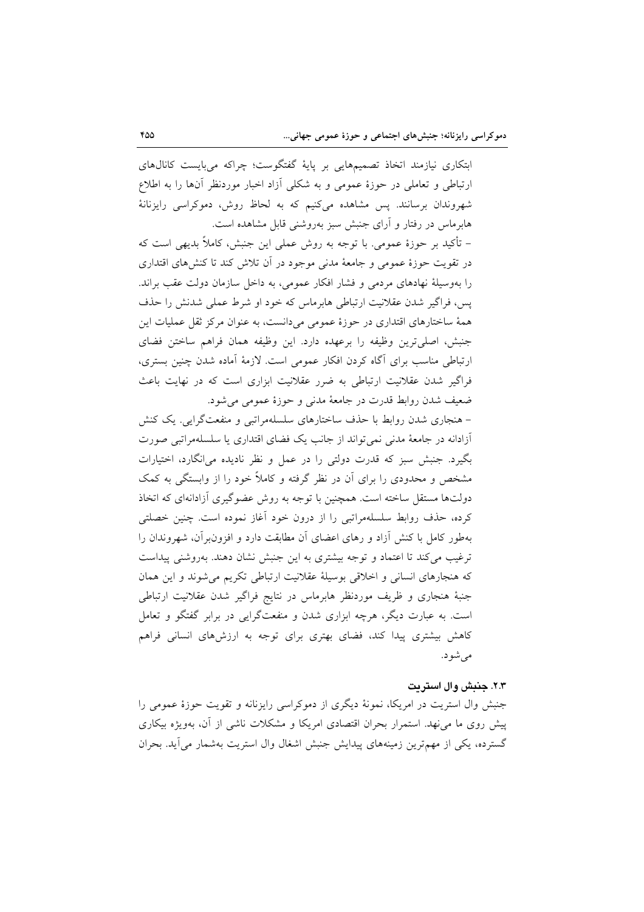ابتکاری نیازمند اتخاذ تصمیمهایی بر پایهٔ گفتگوست؛ چراکه می‌بایست کانال‌های ارتباطی و تعاملی در حوزهٔ عمومی و به شکلی آزاد اخبار موردنظر آن‌ها را به اطلاع شهروندان برسانند. پس مشاهده می‌کنیم که به لحاظ روش، دموکراسی رایزنانهٔ هابرماس در رفتار و آرای جنبش سبز به‌روشنی قابل مشاهده است.

– تأکید بر حوزهٔ عمومی. با توجه به روش عملی این جنبش، کاملاً بدیهی است که در تقویت حوزهٔ عمومی و جامعهٔ مدنی موجود در آن تلاش کند تا کنش‌های اقتداری را به‌وسیلهٔ نهادهای مردمی و فشار افکار عمومی، به داخل سازمان دولت عقب براند. پس، فراگیر شدن عقلانیت ارتباطی هابرماس که خود او شرط عملی شدنش را حذف همهٔ ساختارهای اقتداری در حوزهٔ عمومی می‌دانست، به عنوان مرکز ثقل عملیات این جنبش، اصلی‌ترین وظیفه را برعهده دارد. این وظیفه همان فراهم ساختن فضای ارتباطی مناسب برای آگاه کردن افکار عمومی است. لازمهٔ آماده شدن چنین بستری، فراگیر شدن عقلانیت ارتباطی به ضرر عقلانیت ابزاری است که در نهایت باعث ضعیف شدن روابط قدرت در جامعهٔ مدنی و حوزهٔ عمومی می‌شود.

– هنجاری شدن روابط با حذف ساختارهای سلسله‌مراتبی و منفعت‌گرایی. یک کنش آزادانه در جامعهٔ مدنی نمی‌تواند از جانب یک فضای اقتداری یا سلسله‌مراتبی صورت بگیرد. جنبش سبز که قدرت دولتی را در عمل و نظر نادیده می‌انگارد، اختیارات مشخص و محدودی را برای آن در نظر گرفته و کاملاً خود را از وابستگی به کمک دولت‌ها مستقل ساخته است. همچنین با توجه به روش عضوگیری آزادانه‌ای که اتخاذ کرده، حذف روابط سلسله‌مراتبی را از درون خود آغاز نموده است. چنین خصلتی به‌طور کامل با کنش آزاد و رهای اعضای آن مطابقت دارد و افزون‌برآن، شهروندان را ترغیب می‌کند تا اعتماد و توجه بیشتری به این جنبش نشان دهند. به‌روشنی پیداست که هنجارهای انسانی و اخلاقی بوسیلهٔ عقلانیت ارتباطی تکریم می‌شوند و این همان جنبهٔ هنجاری و ظریف موردنظر هابرماس در نتایج فراگیر شدن عقلانیت ارتباطی است. به عبارت دیگر، هرچه ابزاری شدن و منفعت‌گرایی در برابر گفتگو و تعامل کاهش بیشتری پیدا کند، فضای بهتری برای توجه به ارزش‌های انسانی فراهم می‌شود.

### ۲.۳. جنبش وال استریت

جنبش وال استریت در امریکا، نمونهٔ دیگری از دموکراسی رایزنانه و تقویت حوزهٔ عمومی را پیش روی ما می‌نهد. استمرار بحران اقتصادی امریکا و مشکلات ناشی از آن، به‌ویژه بیکاری گسترده، یکی از مهم‌ترین زمینه‌های پیدایش جنبش اشغال وال استریت به‌شمار می‌آید. بحران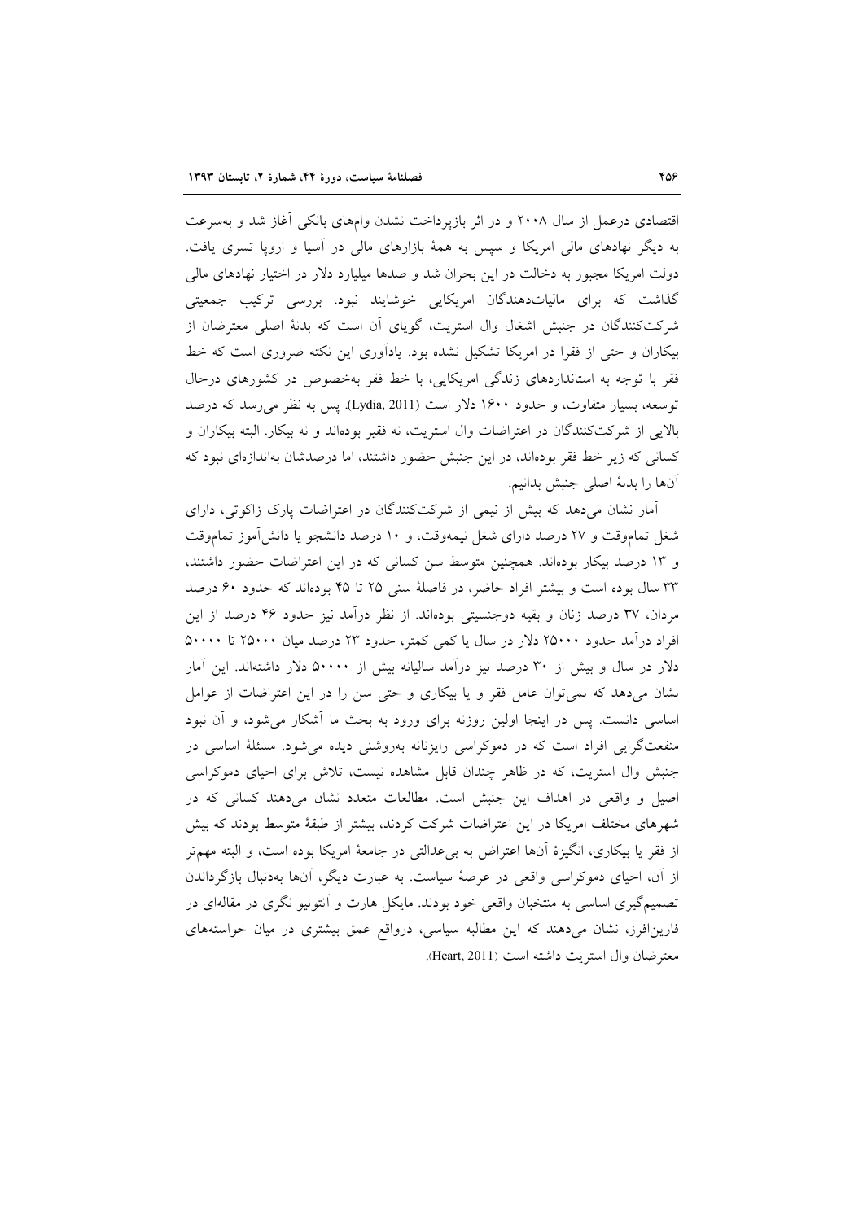اقتصادی درعمل از سال ۲۰۰۸ و در اثر بازپرداخت نشدن وام‌های بانکی آغاز شد و به‌سرعت به دیگر نهادهای مالی امریکا و سپس به همهٔ بازارهای مالی در آسیا و اروپا تسری یافت. دولت امریکا مجبور به دخالت در این بحران شد و صدها میلیارد دلار در اختیار نهادهای مالی گذاشت که برای مالیات‌دهندگان امریکایی خوشایند نبود. بررسی ترکیب جمعیتی شرکت‌کنندگان در جنبش اشغال وال استریت، گویای آن است که بدنهٔ اصلی معترضان از بیکاران و حتی از فقرا در امریکا تشکیل نشده بود. یادآوری این نکته ضروری است که خط فقر با توجه به استانداردهای زندگی امریکایی، با خط فقر به‌خصوص در کشورهای درحال توسعه، بسیار متفاوت، و حدود ۱۶۰۰ دلار است (Lydia, 2011). پس به نظر می‌رسد که درصد بالایی از شرکت‌کنندگان در اعتراضات وال استریت، نه فقیر بوده‌اند و نه بیکار. البته بیکاران و کسانی که زیر خط فقر بوده‌اند، در این جنبش حضور داشتند، اما درصدشان به‌اندازه‌ای نبود که آن‌ها را بدنهٔ اصلی جنبش بدانیم.

آمار نشان می‌دهد که بیش از نیمی از شرکت‌کنندگان در اعتراضات پارک زاکوتی، دارای شغل تمام‌وقت و ۲۷ درصد دارای شغل نیمه‌وقت، و ۱۰ درصد دانشجو یا دانش‌آموز تمام‌وقت و ۱۳ درصد بیکار بوده‌اند. همچنین متوسط سن کسانی که در این اعتراضات حضور داشتند، ۳۳ سال بوده است و بیشتر افراد حاضر، در فاصلهٔ سنی ۲۵ تا ۴۵ بوده‌اند که حدود ۶۰ درصد مردان، ۳۷ درصد زنان و بقیه دوجنسیتی بوده‌اند. از نظر درآمد نیز حدود ۴۶ درصد از این افراد درآمد حدود ۲۵۰۰۰ دلار در سال یا کمی کمتر، حدود ۲۳ درصد میان ۲۵۰۰۰ تا ۵۰۰۰۰ دلار در سال و بیش از ۳۰ درصد نیز درآمد سالیانه بیش از ۵۰۰۰۰ دلار داشته‌اند. این آمار نشان می‌دهد که نمی‌توان عامل فقر و یا بیکاری و حتی سن را در این اعتراضات از عوامل اساسی دانست. پس در اینجا اولین روزنه برای ورود به بحث ما آشکار می‌شود، و آن نبود منفعت‌گرایی افراد است که در دموکراسی رایزنانه به‌روشنی دیده می‌شود. مسئلهٔ اساسی در جنبش وال استریت، که در ظاهر چندان قابل مشاهده نیست، تلاش برای احیای دموکراسی اصیل و واقعی در اهداف این جنبش است. مطالعات متعدد نشان می‌دهند کسانی که در شهرهای مختلف امریکا در این اعتراضات شرکت کردند، بیشتر از طبقهٔ متوسط بودند که بیش از فقر یا بیکاری، انگیزهٔ آن‌ها اعتراض به بی‌عدالتی در جامعهٔ امریکا بوده است، و البته مهم‌تر از آن، احیای دموکراسی واقعی در عرصهٔ سیاست. به عبارت دیگر، آن‌ها به‌دنبال بازگرداندن تصمیم‌گیری اساسی به منتخبان واقعی خود بودند. مایکل هارت و آنتونیو نگری در مقاله‌ای در فارین‌افرز، نشان می‌دهند که این مطالبه سیاسی، درواقع عمق بیشتری در میان خواسته‌های معترضان وال استریت داشته است (Heart, 2011).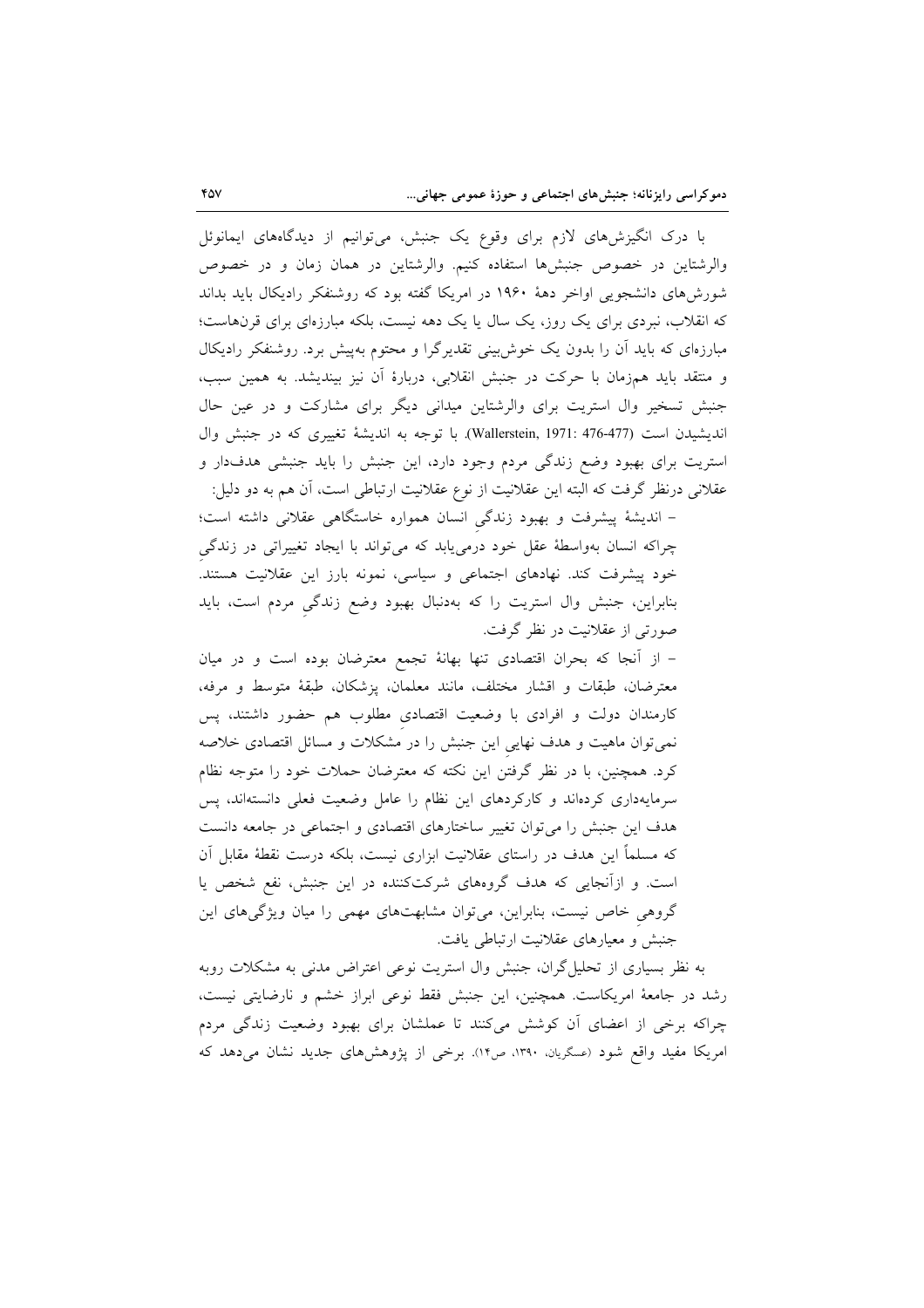با درک انگیزش‌های لازم برای وقوع یک جنبش، می‌توانیم از دیدگاه‌های ایمانوئل والرشتاین در خصوص جنبش‌ها استفاده کنیم. والرشتاین در همان زمان و در خصوص شورش‌های دانشجویی اواخر دهۀ ۱۹۶۰ در امریکا گفته بود که روشنفکر رادیکال باید بداند که انقلاب، نبردی برای یک روز، یک سال یا یک دهه نیست، بلکه مبارزه‌ای برای قرن‌هاست؛ مبارزه‌ای که باید آن را بدون یک خوش‌بینی تقدیرگرا و محتوم به‌پیش برد. روشنفکر رادیکال و منتقد باید هم‌زمان با حرکت در جنبش انقلابی، دربارۀ آن نیز بیندیشد. به همین سبب، جنبش تسخیر وال استریت برای والرشتاین میدانی دیگر برای مشارکت و در عین حال اندیشیدن است (Wallerstein, 1971: 476-477). با توجه به اندیشۀ تغییری که در جنبش وال استریت برای بهبود وضع زندگی مردم وجود دارد، این جنبش را باید جنبشی هدف‌دار و عقلانی درنظر گرفت که البته این عقلانیت از نوع عقلانیت ارتباطی است، آن هم به دو دلیل:

- اندیشۀ پیشرفت و بهبود زندگیِ انسان همواره خاستگاهی عقلانی داشته است؛ چراکه انسان به‌واسطۀ عقل خود درمی‌یابد که می‌تواند با ایجاد تغییراتی در زندگیِ خود پیشرفت کند. نهادهای اجتماعی و سیاسی، نمونه بارز این عقلانیت هستند. بنابراین، جنبش وال استریت را که به‌دنبال بهبود وضع زندگیِ مردم است، باید صورتی از عقلانیت در نظر گرفت.
- از آنجا که بحران اقتصادی تنها بهانۀ تجمع معترضان بوده است و در میان معترضان، طبقات و اقشار مختلف، مانند معلمان، پزشکان، طبقۀ متوسط و مرفه، کارمندان دولت و افرادی با وضعیت اقتصادیِ مطلوب هم حضور داشتند، پس نمی‌توان ماهیت و هدف نهاییِ این جنبش را در مشکلات و مسائل اقتصادی خلاصه کرد. همچنین، با در نظر گرفتنِ این نکته که معترضان حملات خود را متوجه نظام سرمایه‌داری کرده‌اند و کارکردهای این نظام را عامل وضعیت فعلی دانسته‌اند، پس هدف این جنبش را می‌توان تغییر ساختارهای اقتصادی و اجتماعی در جامعه دانست که مسلماً این هدف در راستای عقلانیت ابزاری نیست، بلکه درست نقطۀ مقابل آن است. و ازآنجایی که هدف گروه‌های شرکت‌کننده در این جنبش، نفع شخص یا گروهیِ خاص نیست، بنابراین، می‌توان مشابهت‌های مهمی را میان ویژگی‌های این جنبش و معیارهای عقلانیت ارتباطی یافت.

به نظر بسیاری از تحلیل‌گران، جنبش وال استریت نوعی اعتراض مدنی به مشکلات روبه رشد در جامعۀ امریکاست. همچنین، این جنبش فقط نوعی ابراز خشم و نارضایتی نیست، چراکه برخی از اعضای آن کوشش می‌کنند تا عملشان برای بهبود وضعیت زندگی مردم امریکا مفید واقع شود (عسگریان، ۱۳۹۰، ص۱۴). برخی از پژوهش‌های جدید نشان می‌دهد که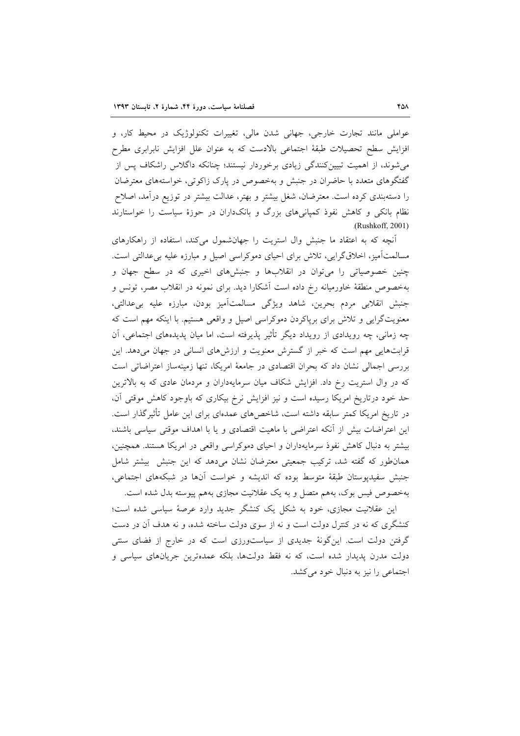عواملی مانند تجارت خارجی، جهانی شدن مالی، تغییرات تکنولوژیک در محیط کار، و افزایش سطح تحصیلات طبقهٔ اجتماعی بالادست که به عنوان علل افزایش نابرابری مطرح می‌شوند، از اهمیت تبیین‌کنندگی زیادی برخوردار نیستند؛ چنانکه داگلاس راشکاف پس از گفتگوهای متعدد با حاضران در جنبش و به‌خصوص در پارک زاکوتی، خواسته‌های معترضان را دسته‌بندی کرده است. معترضان، شغل بیشتر و بهتر، عدالت بیشتر در توزیع درآمد، اصلاح نظام بانکی و کاهش نفوذ کمپانی‌های بزرگ و بانک‌داران در حوزهٔ سیاست را خواستارند (Rushkoff, 2001).

آنچه که به اعتقاد ما جنبش وال استریت را جهان‌شمول می‌کند، استفاده از راهکارهای مسالمت‌آمیز، اخلاق‌گرایی، تلاش برای احیای دموکراسی اصیل و مبارزه علیه بی‌عدالتی است. چنین خصوصیاتی را می‌توان در انقلاب‌ها و جنبش‌های اخیری که در سطح جهان و به‌خصوص منطقهٔ خاورمیانه رخ داده است آشکارا دید. برای نمونه در انقلاب مصر، تونس و جنبش انقلابی مردم بحرین، شاهد ویژگی مسالمت‌آمیز بودن، مبارزه علیه بی‌عدالتی، معنویت‌گرایی و تلاش برای برپاکردن دموکراسی اصیل و واقعی هستیم. با اینکه مهم است که چه زمانی، چه رویدادی از رویداد دیگر تأثیر پذیرفته است، اما میان پدیده‌های اجتماعی، آن قرابت‌هایی مهم است که خبر از گسترش معنویت و ارزش‌های انسانی در جهان می‌دهد. این بررسی اجمالی نشان داد که بحران اقتصادی در جامعهٔ امریکا، تنها زمینه‌ساز اعتراضاتی است که در وال استریت رخ داد. افزایش شکاف میان سرمایه‌داران و مردمان عادی که به بالاترین حد خود درتاریخ امریکا رسیده است و نیز افزایش نرخ بیکاری که باوجود کاهش موقتی آن، در تاریخ امریکا کمتر سابقه داشته است، شاخص‌های عمده‌ای برای این عامل تأثیرگذار است. این اعتراضات بیش از آنکه اعتراضی با ماهیت اقتصادی و یا با اهداف موقتی سیاسی باشند، بیشتر به دنبال کاهش نفوذ سرمایه‌داران و احیای دموکراسی واقعی در امریکا هستند. همچنین، همان‌طور که گفته شد، ترکیب جمعیتی معترضان نشان می‌دهد که این جنبش بیشتر شامل جنبش سفیدپوستان طبقهٔ متوسط بوده که اندیشه و خواست آن‌ها در شبکه‌های اجتماعی، به‌خصوص فیس بوک، به‌هم متصل و به یک عقلانیت مجازی به‌هم پیوسته بدل شده است.

این عقلانیت مجازی، خود به شکل یک کنشگر جدید وارد عرصهٔ سیاسی شده است؛ کنشگری که نه در کنترل دولت است و نه از سوی دولت ساخته شده، و نه هدف آن در دست گرفتن دولت است. این‌گونهٔ جدیدی از سیاست‌ورزی است که در خارج از فضای سنتی دولت مدرن پدیدار شده است، که نه فقط دولت‌ها، بلکه عمده‌ترین جریان‌های سیاسی و اجتماعی را نیز به دنبال خود می‌کشد.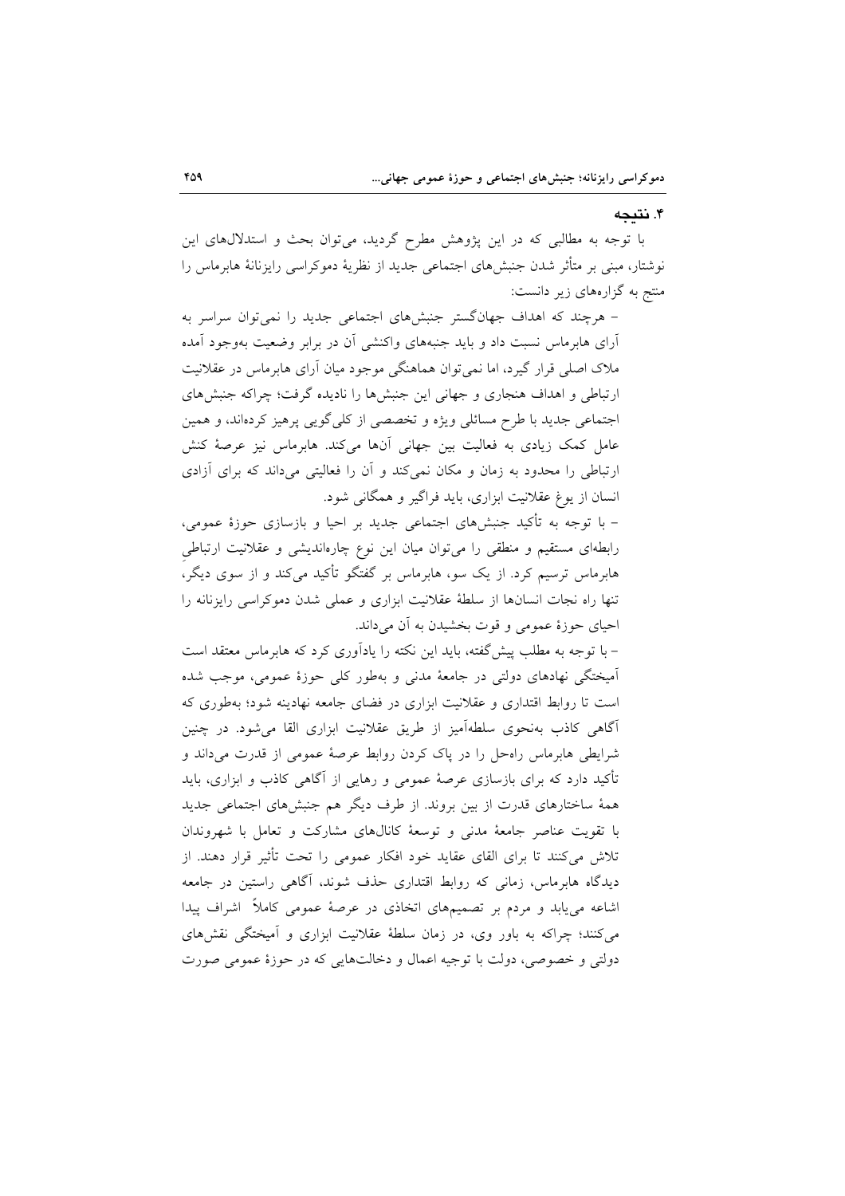## ۴. نتیجه

با توجه به مطالبی که در این پژوهش مطرح گردید، می‌توان بحث و استدلال‌های این نوشتار، مبنی بر متأثر شدن جنبش‌های اجتماعی جدید از نظریهٔ دموکراسی رایزنانهٔ هابرماس را منتج به گزاره‌های زیر دانست:

– هرچند که اهداف جهان‌گستر جنبش‌های اجتماعی جدید را نمی‌توان سراسر به آرای هابرماس نسبت داد و باید جنبه‌های واکنشی آن در برابر وضعیت به‌وجود آمده ملاک اصلی قرار گیرد، اما نمی‌توان هماهنگی موجود میان آرای هابرماس در عقلانیت ارتباطی و اهداف هنجاری و جهانی این جنبش‌ها را نادیده گرفت؛ چراکه جنبش‌های اجتماعی جدید با طرح مسائلی ویژه و تخصصی از کلی‌گویی پرهیز کرده‌اند، و همین عامل کمک زیادی به فعالیت بین جهانی آن‌ها می‌کند. هابرماس نیز عرصهٔ کنش ارتباطی را محدود به زمان و مکان نمی‌کند و آن را فعالیتی می‌داند که برای آزادی انسان از یوغ عقلانیت ابزاری، باید فراگیر و همگانی شود.

– با توجه به تأکید جنبش‌های اجتماعی جدید بر احیا و بازسازی حوزهٔ عمومی، رابطه‌ای مستقیم و منطقی را می‌توان میان این نوع چاره‌اندیشی و عقلانیت ارتباطیِ هابرماس ترسیم کرد. از یک سو، هابرماس بر گفتگو تأکید می‌کند و از سوی دیگر، تنها راه نجات انسان‌ها از سلطهٔ عقلانیت ابزاری و عملی شدن دموکراسی رایزنانه را احیای حوزهٔ عمومی و قوت بخشیدن به آن می‌داند.

– با توجه به مطلب پیش‌گفته، باید این نکته را یادآوری کرد که هابرماس معتقد است آمیختگی نهادهای دولتی در جامعهٔ مدنی و به‌طور کلی حوزهٔ عمومی، موجب شده است تا روابط اقتداری و عقلانیت ابزاری در فضای جامعه نهادینه شود؛ به‌طوری که آگاهی کاذب به‌نحوی سلطه‌آمیز از طریق عقلانیت ابزاری القا می‌شود. در چنین شرایطی هابرماس راه‌حل را در پاک کردن روابط عرصهٔ عمومی از قدرت می‌داند و تأکید دارد که برای بازسازی عرصهٔ عمومی و رهایی از آگاهی کاذب و ابزاری، باید همهٔ ساختارهای قدرت از بین بروند. از طرف دیگر هم جنبش‌های اجتماعی جدید با تقویت عناصر جامعهٔ مدنی و توسعهٔ کانال‌های مشارکت و تعامل با شهروندان تلاش می‌کنند تا برای القای عقاید خود افکار عمومی را تحت تأثیر قرار دهند. از دیدگاه هابرماس، زمانی که روابط اقتداری حذف شوند، آگاهی راستین در جامعه اشاعه می‌یابد و مردم بر تصمیم‌های اتخاذی در عرصهٔ عمومی کاملاً اشراف پیدا می‌کنند؛ چراکه به باور وی، در زمان سلطهٔ عقلانیت ابزاری و آمیختگی نقش‌های دولتی و خصوصی، دولت با توجیه اعمال و دخالت‌هایی که در حوزهٔ عمومی صورت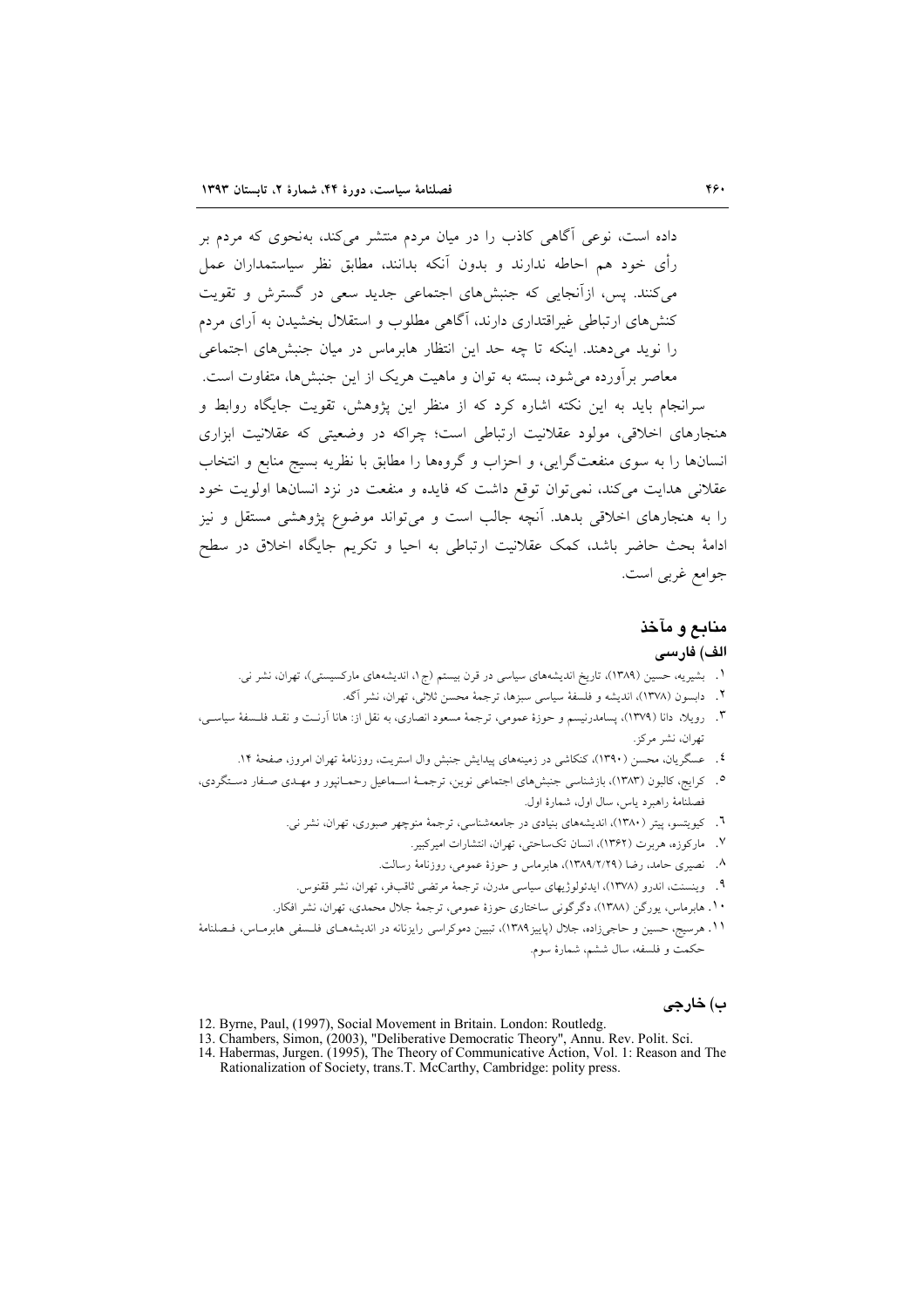داده است، نوعی آگاهی کاذب را در میان مردم منتشر می‌کند، به‌نحوی که مردم بر رأی خود هم احاطه ندارند و بدون آنکه بدانند، مطابق نظر سیاستمداران عمل می‌کنند. پس، ازآنجایی که جنبش‌های اجتماعی جدید سعی در گسترش و تقویت کنش‌های ارتباطی غیراقتداری دارند، آگاهی مطلوب و استقلال بخشیدن به آرای مردم را نوید می‌دهند. اینکه تا چه حد این انتظار هابرماس در میان جنبش‌های اجتماعی معاصر برآورده می‌شود، بسته به توان و ماهیت هریک از این جنبش‌ها، متفاوت است.

سرانجام باید به این نکته اشاره کرد که از منظر این پژوهش، تقویت جایگاه روابط و هنجارهای اخلاقی، مولود عقلانیت ارتباطی است؛ چراکه در وضعیتی که عقلانیت ابزاری انسان‌ها را به سوی منفعت‌گرایی، و احزاب و گروه‌ها را مطابق با نظریه بسیج منابع و انتخاب عقلانی هدایت می‌کند، نمی‌توان توقع داشت که فایده و منفعت در نزد انسان‌ها اولویت خود را به هنجارهای اخلاقی بدهد. آنچه جالب است و می‌تواند موضوع پژوهشی مستقل و نیز ادامهٔ بحث حاضر باشد، کمک عقلانیت ارتباطی به احیا و تکریم جایگاه اخلاق در سطح جوامع غربی است.

## منابع و مآخذ

### الف) فارسی

۱. بشیریه، حسین (۱۳۸۹)، تاریخ اندیشه‌های سیاسی در قرن بیستم (ج۱، اندیشه‌های مارکسیستی)، تهران، نشر نی.

۲. دابسون (۱۳۷۸)، اندیشه و فلسفهٔ سیاسی سبزها، ترجمهٔ محسن ثلاثی، تهران، نشر آگه.

۳. رویلا، دانا (۱۳۷۹)، پسامدرنیسم و حوزهٔ عمومی، ترجمهٔ مسعود انصاری، به نقل از: هانا آرنت و نقد فلسفهٔ سیاسی، تهران، نشر مرکز.

۴. عسگریان، محسن (۱۳۹۰)، کنکاشی در زمینه‌های پیدایش جنبش وال استریت، روزنامهٔ تهران امروز، صفحهٔ ۱۴.

۵. کرایج، کالیون (۱۳۸۳)، بازشناسی جنبش‌های اجتماعی نوین، ترجمهٔ اسماعیل رحمانپور و مهدی صفار دستگردی، فصلنامهٔ راهبرد یاس، سال اول، شمارهٔ اول.

۶. کیویتسو، پیتر (۱۳۸۰)، اندیشه‌های بنیادی در جامعه‌شناسی، ترجمهٔ منوچهر صبوری، تهران، نشر نی.

۷. مارکوزه، هربرت (۱۳۶۲)، انسان تک‌ساحتی، تهران، انتشارات امیرکبیر.

۸. نصیری حامد، رضا (۱۳۸۹/۲/۲۹)، هابرماس و حوزهٔ عمومی، روزنامهٔ رسالت.

۹. وینسنت، اندرو (۱۳۷۸)، ایدئولوژیهای سیاسی مدرن، ترجمهٔ مرتضی ثاقب‌فر، تهران، نشر ققنوس.

۱۰. هابرماس، یورگن (۱۳۸۸)، دگرگونی ساختاری حوزهٔ عمومی، ترجمهٔ جلال محمدی، تهران، نشر افکار.

۱۱. هرسیج، حسین و حاجی‌زاده، جلال (پاییز۱۳۸۹)، تبیین دموکراسی رایزنانه در اندیشه‌های فلسفی هابرماس، فصلنامهٔ حکمت و فلسفه، سال ششم، شمارهٔ سوم.

### ب) خارجی

12. Byrne, Paul, (1997), Social Movement in Britain. London: Routledg.
13. Chambers, Simon, (2003), "Deliberative Democratic Theory", Annu. Rev. Polit. Sci.
14. Habermas, Jurgen. (1995), The Theory of Communicative Action, Vol. 1: Reason and The Rationalization of Society, trans.T. McCarthy, Cambridge: polity press.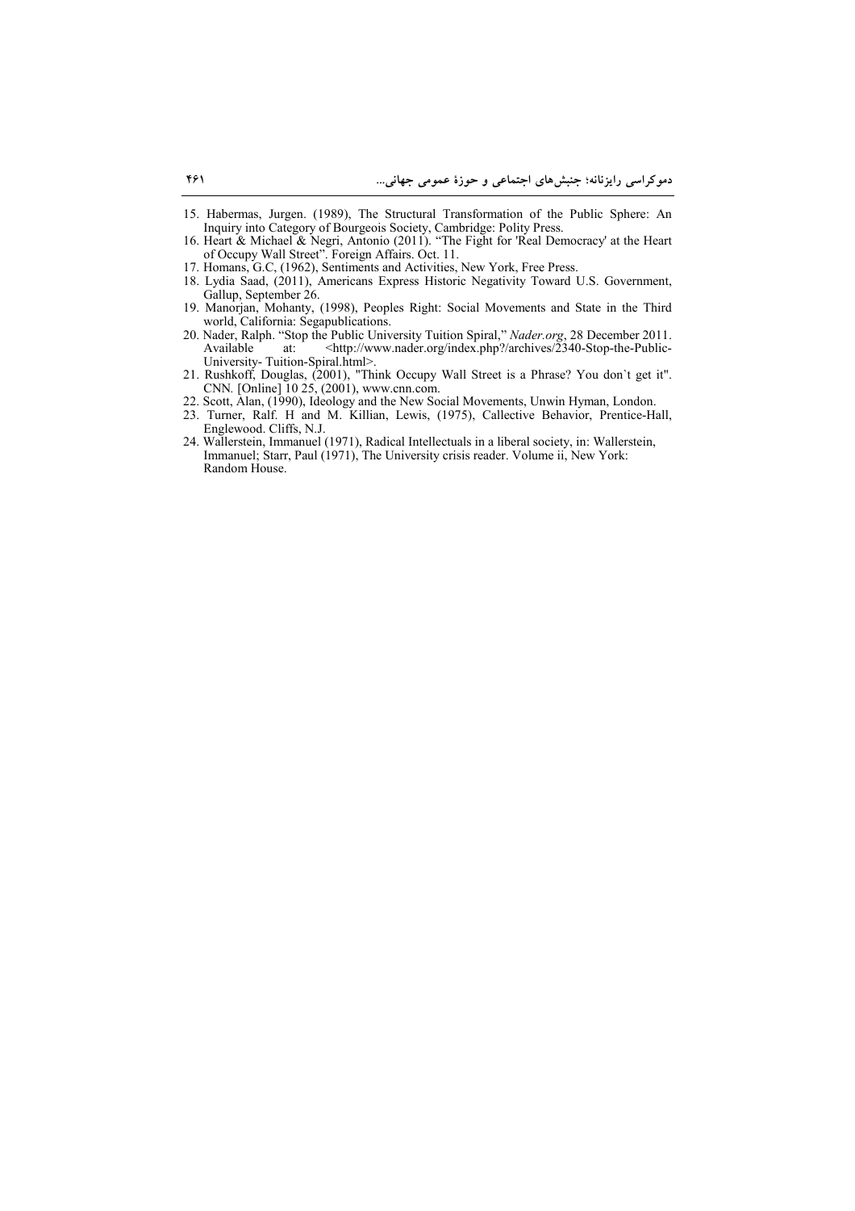15. Habermas, Jurgen. (1989), The Structural Transformation of the Public Sphere: An Inquiry into Category of Bourgeois Society, Cambridge: Polity Press.
16. Heart & Michael & Negri, Antonio (2011). "The Fight for 'Real Democracy' at the Heart of Occupy Wall Street". Foreign Affairs. Oct. 11.
17. Homans, G.C, (1962), Sentiments and Activities, New York, Free Press.
18. Lydia Saad, (2011), Americans Express Historic Negativity Toward U.S. Government, Gallup, September 26.
19. Manorjan, Mohanty, (1998), Peoples Right: Social Movements and State in the Third world, California: Segapublications.
20. Nader, Ralph. "Stop the Public University Tuition Spiral," *Nader.org*, 28 December 2011. Available at: <http://www.nader.org/index.php?/archives/2340-Stop-the-Public-University- Tuition-Spiral.html>.
21. Rushkoff, Douglas, (2001), "Think Occupy Wall Street is a Phrase? You don`t get it". CNN. [Online] 10 25, (2001), www.cnn.com.
22. Scott, Alan, (1990), Ideology and the New Social Movements, Unwin Hyman, London.
23. Turner, Ralf. H and M. Killian, Lewis, (1975), Callective Behavior, Prentice-Hall, Englewood. Cliffs, N.J.
24. Wallerstein, Immanuel (1971), Radical Intellectuals in a liberal society, in: Wallerstein, Immanuel; Starr, Paul (1971), The University crisis reader. Volume ii, New York: Random House.